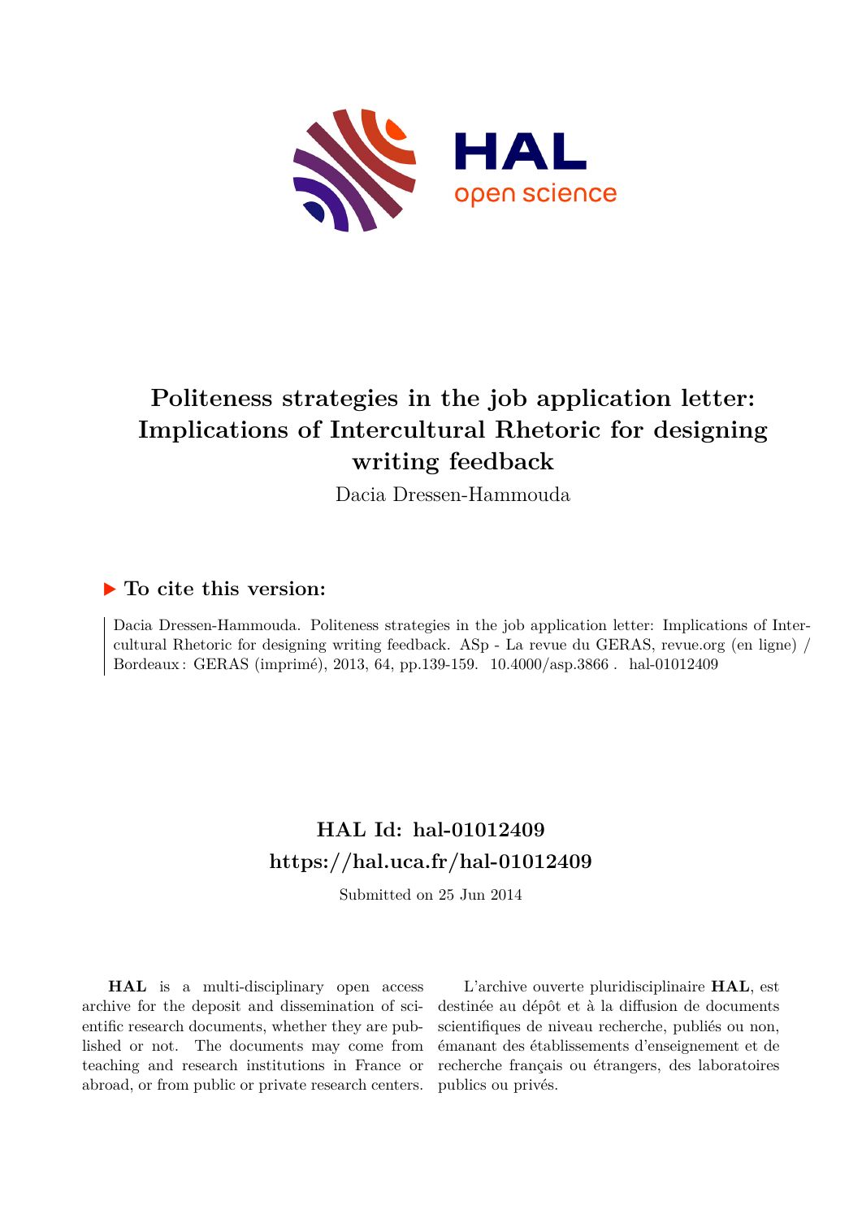# Politeness strategies in the job application letter: Implications of Intercultural Rhetoric for designing writing feedback

Dacia Dressen-Hammouda

## ▶ To cite this version:

Dacia Dressen-Hammouda. Politeness strategies in the job application letter: Implications of Intercultural Rhetoric for designing writing feedback. ASp - La revue du GERAS, revue.org (en ligne) / Bordeaux : GERAS (imprimé), 2013, 64, pp.139-159. 10.4000/asp.3866 . hal-01012409

## HAL Id: hal-01012409

## https://hal.uca.fr/hal-01012409

Submitted on 25 Jun 2014

**HAL** is a multi-disciplinary open access archive for the deposit and dissemination of scientific research documents, whether they are published or not. The documents may come from teaching and research institutions in France or abroad, or from public or private research centers.

L'archive ouverte pluridisciplinaire **HAL**, est destinée au dépôt et à la diffusion de documents scientifiques de niveau recherche, publiés ou non, émanant des établissements d'enseignement et de recherche français ou étrangers, des laboratoires publics ou privés.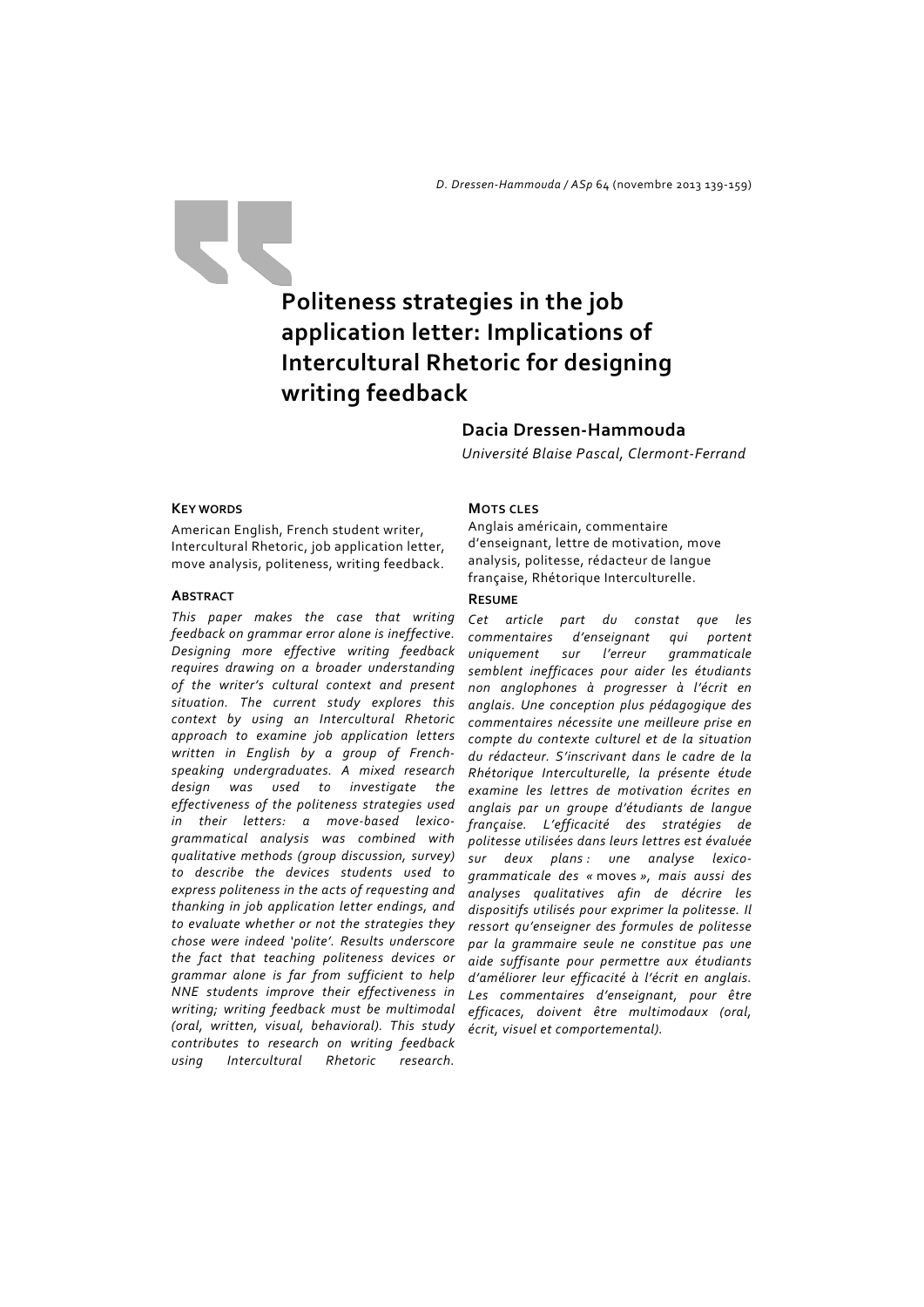# Politeness strategies in the job application letter: Implications of Intercultural Rhetoric for designing writing feedback

**Dacia Dressen-Hammouda**

*Université Blaise Pascal, Clermont-Ferrand*

### KEY WORDS

American English, French student writer, Intercultural Rhetoric, job application letter, move analysis, politeness, writing feedback.

### ABSTRACT

*This paper makes the case that writing feedback on grammar error alone is ineffective. Designing more effective writing feedback requires drawing on a broader understanding of the writer's cultural context and present situation. The current study explores this context by using an Intercultural Rhetoric approach to examine job application letters written in English by a group of French-speaking undergraduates. A mixed research design was used to investigate the effectiveness of the politeness strategies used in their letters: a move-based lexico-grammatical analysis was combined with qualitative methods (group discussion, survey) to describe the devices students used to express politeness in the acts of requesting and thanking in job application letter endings, and to evaluate whether or not the strategies they chose were indeed 'polite'. Results underscore the fact that teaching politeness devices or grammar alone is far from sufficient to help NNE students improve their effectiveness in writing; writing feedback must be multimodal (oral, written, visual, behavioral). This study contributes to research on writing feedback using Intercultural Rhetoric research.*

### MOTS CLES

Anglais américain, commentaire d'enseignant, lettre de motivation, move analysis, politesse, rédacteur de langue française, Rhétorique Interculturelle.

### RESUME

*Cet article part du constat que les commentaires d'enseignant qui portent uniquement sur l'erreur grammaticale semblent inefficaces pour aider les étudiants non anglophones à progresser à l'écrit en anglais. Une conception plus pédagogique des commentaires nécessite une meilleure prise en compte du contexte culturel et de la situation du rédacteur. S'inscrivant dans le cadre de la Rhétorique Interculturelle, la présente étude examine les lettres de motivation écrites en anglais par un groupe d'étudiants de langue française. L'efficacité des stratégies de politesse utilisées dans leurs lettres est évaluée sur deux plans : une analyse lexico-grammaticale des «* moves *», mais aussi des analyses qualitatives afin de décrire les dispositifs utilisés pour exprimer la politesse. Il ressort qu'enseigner des formules de politesse par la grammaire seule ne constitue pas une aide suffisante pour permettre aux étudiants d'améliorer leur efficacité à l'écrit en anglais. Les commentaires d'enseignant, pour être efficaces, doivent être multimodaux (oral, écrit, visuel et comportemental).*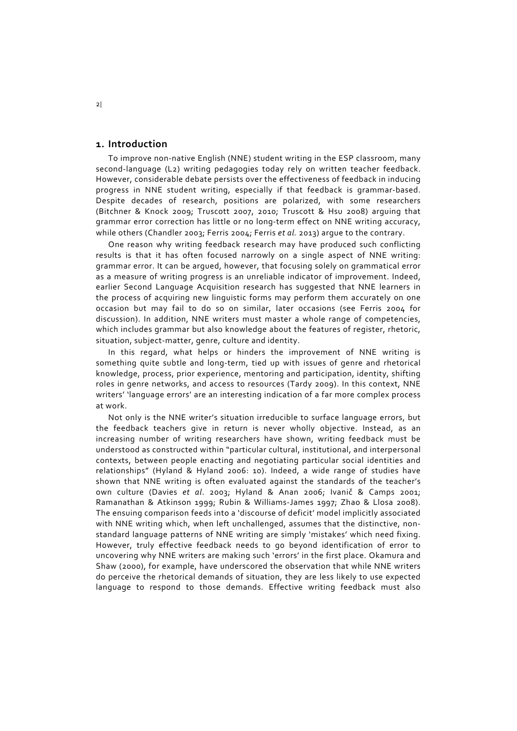## 1. Introduction

To improve non-native English (NNE) student writing in the ESP classroom, many second-language (L2) writing pedagogies today rely on written teacher feedback. However, considerable debate persists over the effectiveness of feedback in inducing progress in NNE student writing, especially if that feedback is grammar-based. Despite decades of research, positions are polarized, with some researchers (Bitchner & Knock 2009; Truscott 2007, 2010; Truscott & Hsu 2008) arguing that grammar error correction has little or no long-term effect on NNE writing accuracy, while others (Chandler 2003; Ferris 2004; Ferris *et al.* 2013) argue to the contrary.

One reason why writing feedback research may have produced such conflicting results is that it has often focused narrowly on a single aspect of NNE writing: grammar error. It can be argued, however, that focusing solely on grammatical error as a measure of writing progress is an unreliable indicator of improvement. Indeed, earlier Second Language Acquisition research has suggested that NNE learners in the process of acquiring new linguistic forms may perform them accurately on one occasion but may fail to do so on similar, later occasions (see Ferris 2004 for discussion). In addition, NNE writers must master a whole range of competencies, which includes grammar but also knowledge about the features of register, rhetoric, situation, subject-matter, genre, culture and identity.

In this regard, what helps or hinders the improvement of NNE writing is something quite subtle and long-term, tied up with issues of genre and rhetorical knowledge, process, prior experience, mentoring and participation, identity, shifting roles in genre networks, and access to resources (Tardy 2009). In this context, NNE writers' 'language errors' are an interesting indication of a far more complex process at work.

Not only is the NNE writer's situation irreducible to surface language errors, but the feedback teachers give in return is never wholly objective. Instead, as an increasing number of writing researchers have shown, writing feedback must be understood as constructed within "particular cultural, institutional, and interpersonal contexts, between people enacting and negotiating particular social identities and relationships" (Hyland & Hyland 2006: 10). Indeed, a wide range of studies have shown that NNE writing is often evaluated against the standards of the teacher's own culture (Davies *et al*. 2003; Hyland & Anan 2006; Ivanič & Camps 2001; Ramanathan & Atkinson 1999; Rubin & Williams-James 1997; Zhao & Llosa 2008). The ensuing comparison feeds into a 'discourse of deficit' model implicitly associated with NNE writing which, when left unchallenged, assumes that the distinctive, non-standard language patterns of NNE writing are simply 'mistakes' which need fixing. However, truly effective feedback needs to go beyond identification of error to uncovering why NNE writers are making such 'errors' in the first place. Okamura and Shaw (2000), for example, have underscored the observation that while NNE writers do perceive the rhetorical demands of situation, they are less likely to use expected language to respond to those demands. Effective writing feedback must also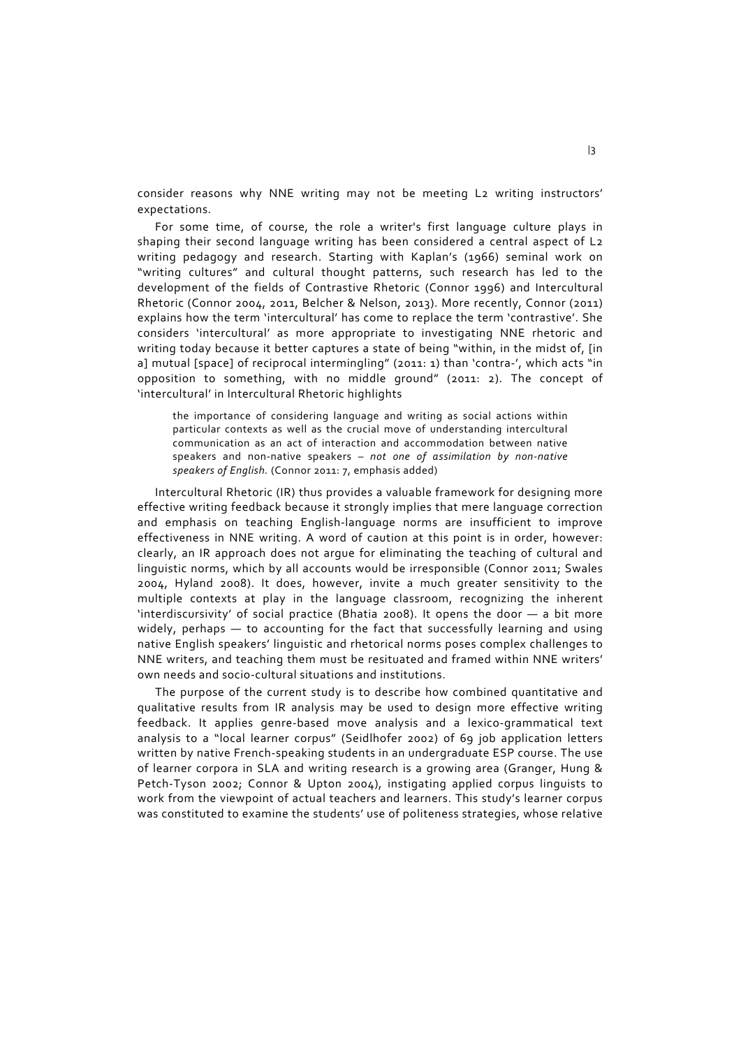consider reasons why NNE writing may not be meeting L2 writing instructors' expectations.

For some time, of course, the role a writer's first language culture plays in shaping their second language writing has been considered a central aspect of L2 writing pedagogy and research. Starting with Kaplan's (1966) seminal work on "writing cultures" and cultural thought patterns, such research has led to the development of the fields of Contrastive Rhetoric (Connor 1996) and Intercultural Rhetoric (Connor 2004, 2011, Belcher & Nelson, 2013). More recently, Connor (2011) explains how the term 'intercultural' has come to replace the term 'contrastive'. She considers 'intercultural' as more appropriate to investigating NNE rhetoric and writing today because it better captures a state of being "within, in the midst of, [in a] mutual [space] of reciprocal intermingling" (2011: 1) than 'contra-', which acts "in opposition to something, with no middle ground" (2011: 2). The concept of 'intercultural' in Intercultural Rhetoric highlights

> the importance of considering language and writing as social actions within particular contexts as well as the crucial move of understanding intercultural communication as an act of interaction and accommodation between native speakers and non-native speakers – *not one of assimilation by non-native speakers of English.* (Connor 2011: 7, emphasis added)

Intercultural Rhetoric (IR) thus provides a valuable framework for designing more effective writing feedback because it strongly implies that mere language correction and emphasis on teaching English-language norms are insufficient to improve effectiveness in NNE writing. A word of caution at this point is in order, however: clearly, an IR approach does not argue for eliminating the teaching of cultural and linguistic norms, which by all accounts would be irresponsible (Connor 2011; Swales 2004, Hyland 2008). It does, however, invite a much greater sensitivity to the multiple contexts at play in the language classroom, recognizing the inherent 'interdiscursivity' of social practice (Bhatia 2008). It opens the door — a bit more widely, perhaps — to accounting for the fact that successfully learning and using native English speakers' linguistic and rhetorical norms poses complex challenges to NNE writers, and teaching them must be resituated and framed within NNE writers' own needs and socio-cultural situations and institutions.

The purpose of the current study is to describe how combined quantitative and qualitative results from IR analysis may be used to design more effective writing feedback. It applies genre-based move analysis and a lexico-grammatical text analysis to a "local learner corpus" (Seidlhofer 2002) of 69 job application letters written by native French-speaking students in an undergraduate ESP course. The use of learner corpora in SLA and writing research is a growing area (Granger, Hung & Petch-Tyson 2002; Connor & Upton 2004), instigating applied corpus linguists to work from the viewpoint of actual teachers and learners. This study's learner corpus was constituted to examine the students' use of politeness strategies, whose relative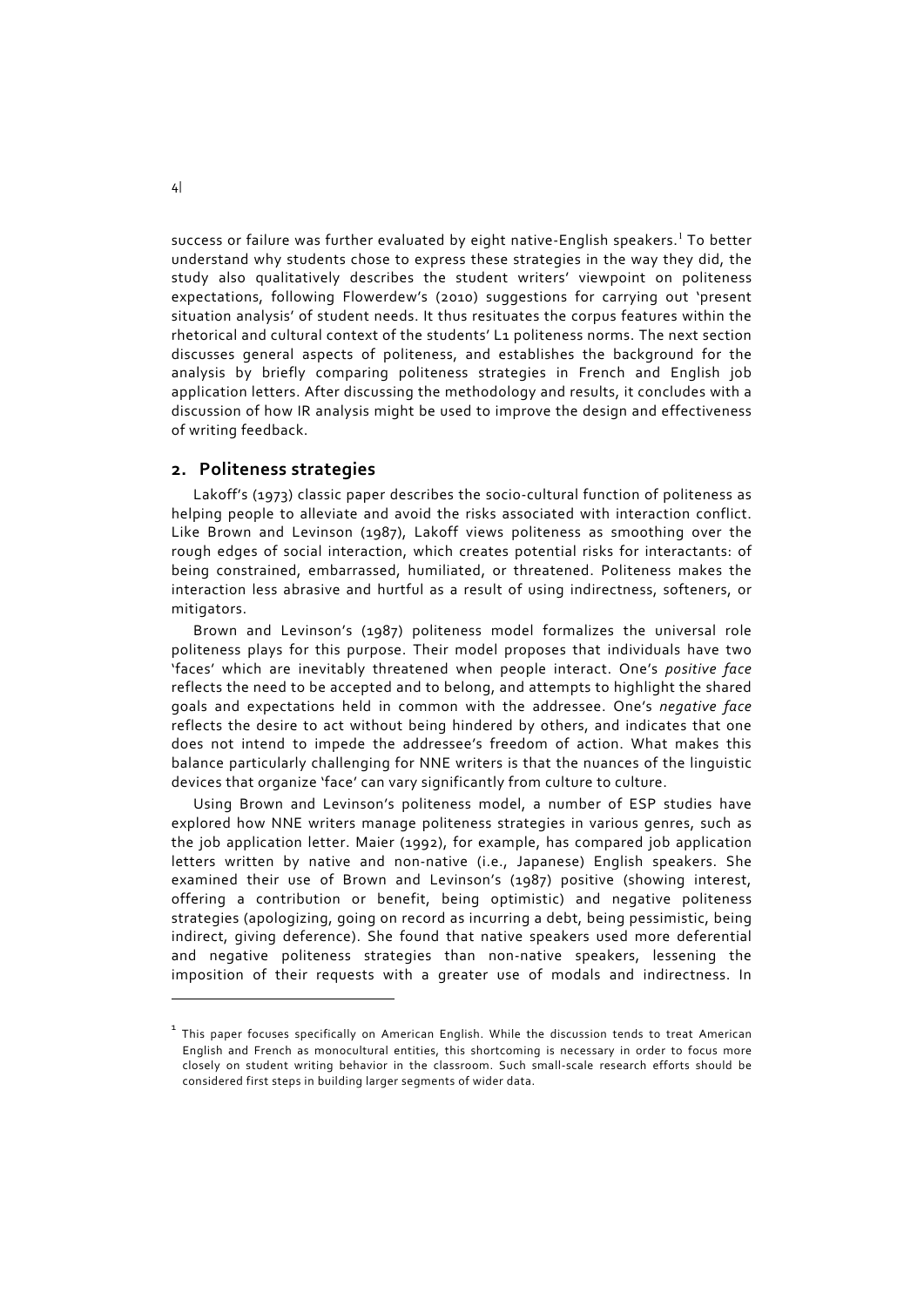success or failure was further evaluated by eight native-English speakers.[1] To better understand why students chose to express these strategies in the way they did, the study also qualitatively describes the student writers' viewpoint on politeness expectations, following Flowerdew's (2010) suggestions for carrying out 'present situation analysis' of student needs. It thus resituates the corpus features within the rhetorical and cultural context of the students' L1 politeness norms. The next section discusses general aspects of politeness, and establishes the background for the analysis by briefly comparing politeness strategies in French and English job application letters. After discussing the methodology and results, it concludes with a discussion of how IR analysis might be used to improve the design and effectiveness of writing feedback.

## 2. Politeness strategies

Lakoff's (1973) classic paper describes the socio-cultural function of politeness as helping people to alleviate and avoid the risks associated with interaction conflict. Like Brown and Levinson (1987), Lakoff views politeness as smoothing over the rough edges of social interaction, which creates potential risks for interactants: of being constrained, embarrassed, humiliated, or threatened. Politeness makes the interaction less abrasive and hurtful as a result of using indirectness, softeners, or mitigators.

Brown and Levinson's (1987) politeness model formalizes the universal role politeness plays for this purpose. Their model proposes that individuals have two 'faces' which are inevitably threatened when people interact. One's *positive face* reflects the need to be accepted and to belong, and attempts to highlight the shared goals and expectations held in common with the addressee. One's *negative face* reflects the desire to act without being hindered by others, and indicates that one does not intend to impede the addressee's freedom of action. What makes this balance particularly challenging for NNE writers is that the nuances of the linguistic devices that organize 'face' can vary significantly from culture to culture.

Using Brown and Levinson's politeness model, a number of ESP studies have explored how NNE writers manage politeness strategies in various genres, such as the job application letter. Maier (1992), for example, has compared job application letters written by native and non-native (i.e., Japanese) English speakers. She examined their use of Brown and Levinson's (1987) positive (showing interest, offering a contribution or benefit, being optimistic) and negative politeness strategies (apologizing, going on record as incurring a debt, being pessimistic, being indirect, giving deference). She found that native speakers used more deferential and negative politeness strategies than non-native speakers, lessening the imposition of their requests with a greater use of modals and indirectness. In

---

[1] This paper focuses specifically on American English. While the discussion tends to treat American English and French as monocultural entities, this shortcoming is necessary in order to focus more closely on student writing behavior in the classroom. Such small-scale research efforts should be considered first steps in building larger segments of wider data.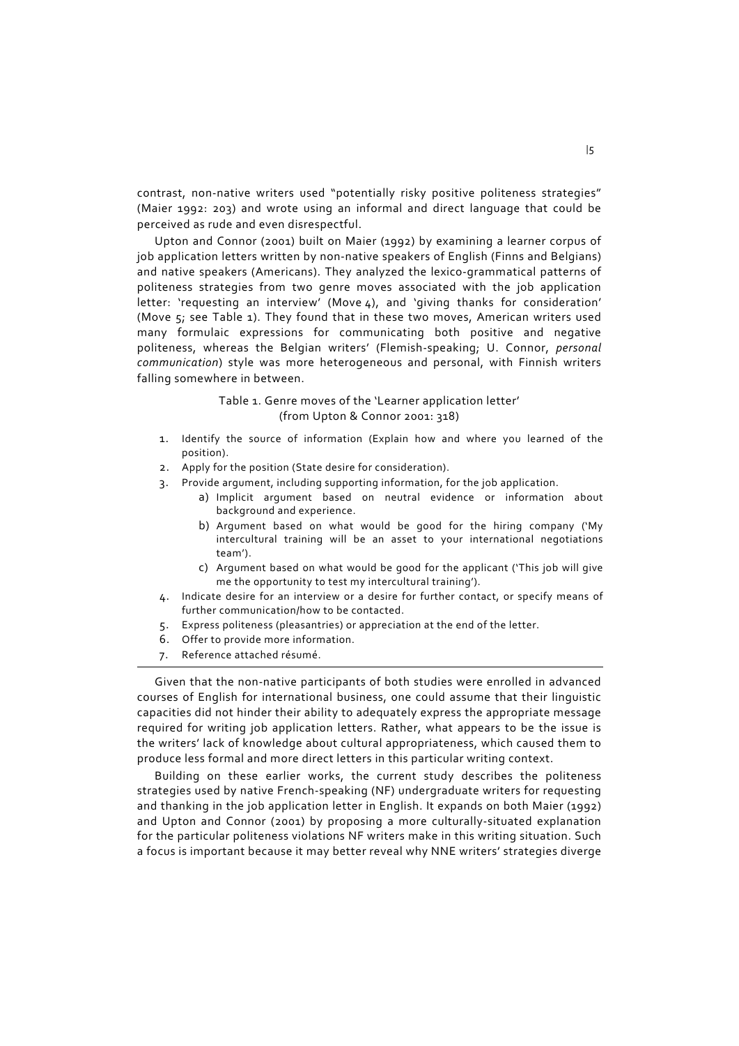contrast, non-native writers used "potentially risky positive politeness strategies" (Maier 1992: 203) and wrote using an informal and direct language that could be perceived as rude and even disrespectful.

Upton and Connor (2001) built on Maier (1992) by examining a learner corpus of job application letters written by non-native speakers of English (Finns and Belgians) and native speakers (Americans). They analyzed the lexico-grammatical patterns of politeness strategies from two genre moves associated with the job application letter: 'requesting an interview' (Move 4), and 'giving thanks for consideration' (Move 5; see Table 1). They found that in these two moves, American writers used many formulaic expressions for communicating both positive and negative politeness, whereas the Belgian writers' (Flemish-speaking; U. Connor, *personal communication*) style was more heterogeneous and personal, with Finnish writers falling somewhere in between.

Table 1. Genre moves of the 'Learner application letter' (from Upton & Connor 2001: 318)

1. Identify the source of information (Explain how and where you learned of the position).
2. Apply for the position (State desire for consideration).
3. Provide argument, including supporting information, for the job application.
    a) Implicit argument based on neutral evidence or information about background and experience.
    b) Argument based on what would be good for the hiring company ('My intercultural training will be an asset to your international negotiations team').
    c) Argument based on what would be good for the applicant ('This job will give me the opportunity to test my intercultural training').
4. Indicate desire for an interview or a desire for further contact, or specify means of further communication/how to be contacted.
5. Express politeness (pleasantries) or appreciation at the end of the letter.
6. Offer to provide more information.
7. Reference attached résumé.

Given that the non-native participants of both studies were enrolled in advanced courses of English for international business, one could assume that their linguistic capacities did not hinder their ability to adequately express the appropriate message required for writing job application letters. Rather, what appears to be the issue is the writers' lack of knowledge about cultural appropriateness, which caused them to produce less formal and more direct letters in this particular writing context.

Building on these earlier works, the current study describes the politeness strategies used by native French-speaking (NF) undergraduate writers for requesting and thanking in the job application letter in English. It expands on both Maier (1992) and Upton and Connor (2001) by proposing a more culturally-situated explanation for the particular politeness violations NF writers make in this writing situation. Such a focus is important because it may better reveal why NNE writers' strategies diverge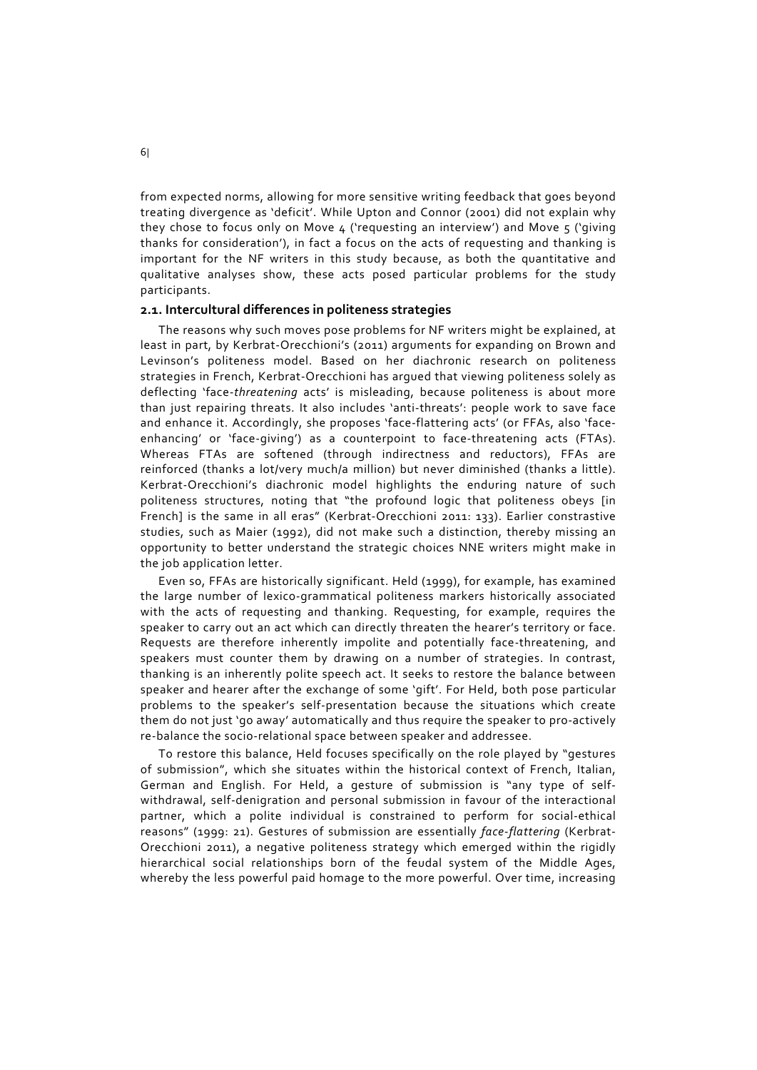from expected norms, allowing for more sensitive writing feedback that goes beyond treating divergence as 'deficit'. While Upton and Connor (2001) did not explain why they chose to focus only on Move 4 ('requesting an interview') and Move 5 ('giving thanks for consideration'), in fact a focus on the acts of requesting and thanking is important for the NF writers in this study because, as both the quantitative and qualitative analyses show, these acts posed particular problems for the study participants.

### 2.1. Intercultural differences in politeness strategies

The reasons why such moves pose problems for NF writers might be explained, at least in part, by Kerbrat-Orecchioni's (2011) arguments for expanding on Brown and Levinson's politeness model. Based on her diachronic research on politeness strategies in French, Kerbrat-Orecchioni has argued that viewing politeness solely as deflecting 'face-*threatening* acts' is misleading, because politeness is about more than just repairing threats. It also includes 'anti-threats': people work to save face and enhance it. Accordingly, she proposes 'face-flattering acts' (or FFAs, also 'face-enhancing' or 'face-giving') as a counterpoint to face-threatening acts (FTAs). Whereas FTAs are softened (through indirectness and reductors), FFAs are reinforced (thanks a lot/very much/a million) but never diminished (thanks a little). Kerbrat-Orecchioni's diachronic model highlights the enduring nature of such politeness structures, noting that "the profound logic that politeness obeys [in French] is the same in all eras" (Kerbrat-Orecchioni 2011: 133). Earlier constrastive studies, such as Maier (1992), did not make such a distinction, thereby missing an opportunity to better understand the strategic choices NNE writers might make in the job application letter.

Even so, FFAs are historically significant. Held (1999), for example, has examined the large number of lexico-grammatical politeness markers historically associated with the acts of requesting and thanking. Requesting, for example, requires the speaker to carry out an act which can directly threaten the hearer's territory or face. Requests are therefore inherently impolite and potentially face-threatening, and speakers must counter them by drawing on a number of strategies. In contrast, thanking is an inherently polite speech act. It seeks to restore the balance between speaker and hearer after the exchange of some 'gift'. For Held, both pose particular problems to the speaker's self-presentation because the situations which create them do not just 'go away' automatically and thus require the speaker to pro-actively re-balance the socio-relational space between speaker and addressee.

To restore this balance, Held focuses specifically on the role played by "gestures of submission", which she situates within the historical context of French, Italian, German and English. For Held, a gesture of submission is "any type of self-withdrawal, self-denigration and personal submission in favour of the interactional partner, which a polite individual is constrained to perform for social-ethical reasons" (1999: 21). Gestures of submission are essentially *face-flattering* (Kerbrat-Orecchioni 2011), a negative politeness strategy which emerged within the rigidly hierarchical social relationships born of the feudal system of the Middle Ages, whereby the less powerful paid homage to the more powerful. Over time, increasing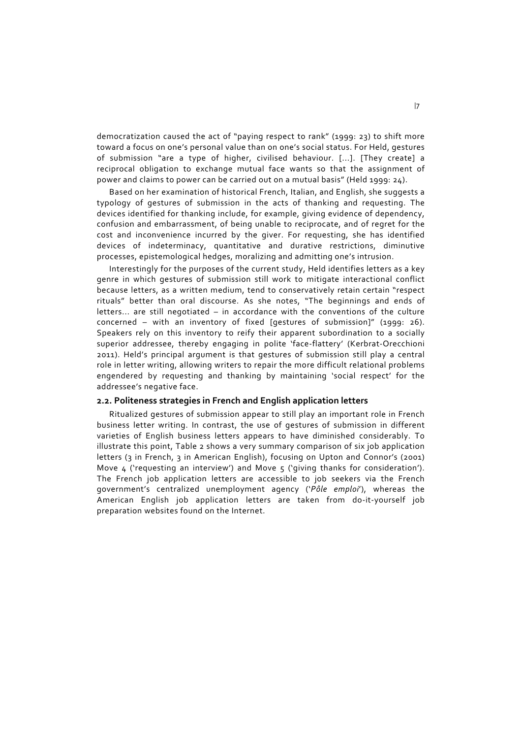democratization caused the act of "paying respect to rank" (1999: 23) to shift more toward a focus on one's personal value than on one's social status. For Held, gestures of submission "are a type of higher, civilised behaviour. [...]. [They create] a reciprocal obligation to exchange mutual face wants so that the assignment of power and claims to power can be carried out on a mutual basis" (Held 1999: 24).

Based on her examination of historical French, Italian, and English, she suggests a typology of gestures of submission in the acts of thanking and requesting. The devices identified for thanking include, for example, giving evidence of dependency, confusion and embarrassment, of being unable to reciprocate, and of regret for the cost and inconvenience incurred by the giver. For requesting, she has identified devices of indeterminacy, quantitative and durative restrictions, diminutive processes, epistemological hedges, moralizing and admitting one's intrusion.

Interestingly for the purposes of the current study, Held identifies letters as a key genre in which gestures of submission still work to mitigate interactional conflict because letters, as a written medium, tend to conservatively retain certain "respect rituals" better than oral discourse. As she notes, "The beginnings and ends of letters... are still negotiated – in accordance with the conventions of the culture concerned – with an inventory of fixed [gestures of submission]" (1999: 26). Speakers rely on this inventory to reify their apparent subordination to a socially superior addressee, thereby engaging in polite 'face-flattery' (Kerbrat-Orecchioni 2011). Held's principal argument is that gestures of submission still play a central role in letter writing, allowing writers to repair the more difficult relational problems engendered by requesting and thanking by maintaining 'social respect' for the addressee's negative face.

### 2.2. Politeness strategies in French and English application letters

Ritualized gestures of submission appear to still play an important role in French business letter writing. In contrast, the use of gestures of submission in different varieties of English business letters appears to have diminished considerably. To illustrate this point, Table 2 shows a very summary comparison of six job application letters (3 in French, 3 in American English), focusing on Upton and Connor's (2001) Move 4 ('requesting an interview') and Move 5 ('giving thanks for consideration'). The French job application letters are accessible to job seekers via the French government's centralized unemployment agency ('*Pôle emploi*'), whereas the American English job application letters are taken from do-it-yourself job preparation websites found on the Internet.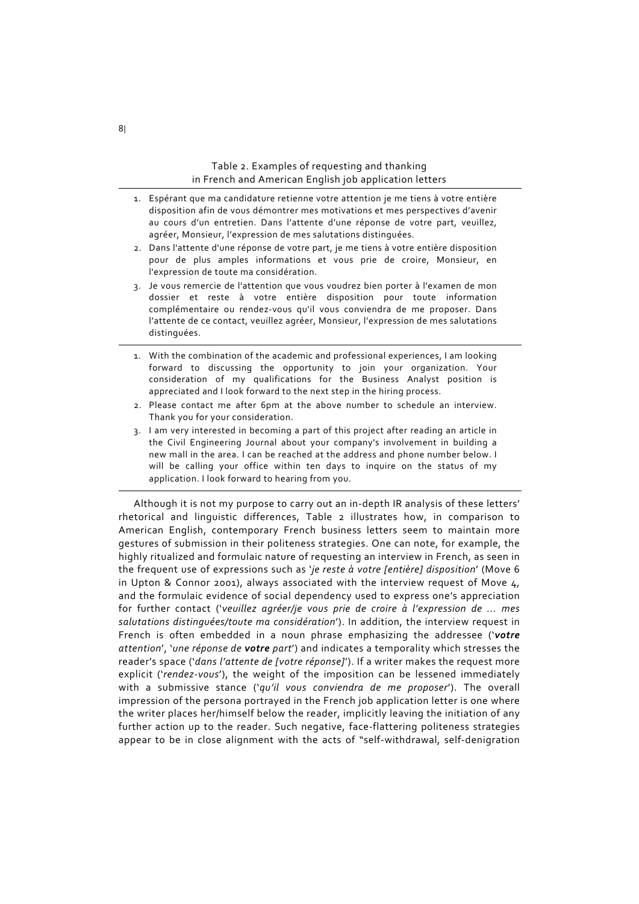Table 2. Examples of requesting and thanking in French and American English job application letters

1. Espérant que ma candidature retienne votre attention je me tiens à votre entière disposition afin de vous démontrer mes motivations et mes perspectives d'avenir au cours d'un entretien. Dans l'attente d'une réponse de votre part, veuillez, agréer, Monsieur, l'expression de mes salutations distinguées.
2. Dans l'attente d'une réponse de votre part, je me tiens à votre entière disposition pour de plus amples informations et vous prie de croire, Monsieur, en l'expression de toute ma considération.
3. Je vous remercie de l'attention que vous voudrez bien porter à l'examen de mon dossier et reste à votre entière disposition pour toute information complémentaire ou rendez-vous qu'il vous conviendra de me proposer. Dans l'attente de ce contact, veuillez agréer, Monsieur, l'expression de mes salutations distinguées.

---

1. With the combination of the academic and professional experiences, I am looking forward to discussing the opportunity to join your organization. Your consideration of my qualifications for the Business Analyst position is appreciated and I look forward to the next step in the hiring process.
2. Please contact me after 6pm at the above number to schedule an interview. Thank you for your consideration.
3. I am very interested in becoming a part of this project after reading an article in the Civil Engineering Journal about your company's involvement in building a new mall in the area. I can be reached at the address and phone number below. I will be calling your office within ten days to inquire on the status of my application. I look forward to hearing from you.

Although it is not my purpose to carry out an in-depth IR analysis of these letters' rhetorical and linguistic differences, Table 2 illustrates how, in comparison to American English, contemporary French business letters seem to maintain more gestures of submission in their politeness strategies. One can note, for example, the highly ritualized and formulaic nature of requesting an interview in French, as seen in the frequent use of expressions such as '*je reste à votre [entière] disposition*' (Move 6 in Upton & Connor 2001), always associated with the interview request of Move 4, and the formulaic evidence of social dependency used to express one's appreciation for further contact ('*veuillez agréer/je vous prie de croire à l'expression de … mes salutations distinguées/toute ma considération*'). In addition, the interview request in French is often embedded in a noun phrase emphasizing the addressee ('***votre** attention*', '*une réponse de **votre** part*') and indicates a temporality which stresses the reader's space ('*dans l'attente de [votre réponse]*'). If a writer makes the request more explicit ('*rendez-vous*'), the weight of the imposition can be lessened immediately with a submissive stance ('*qu'il vous conviendra de me proposer*'). The overall impression of the persona portrayed in the French job application letter is one where the writer places her/himself below the reader, implicitly leaving the initiation of any further action up to the reader. Such negative, face-flattering politeness strategies appear to be in close alignment with the acts of "self-withdrawal, self-denigration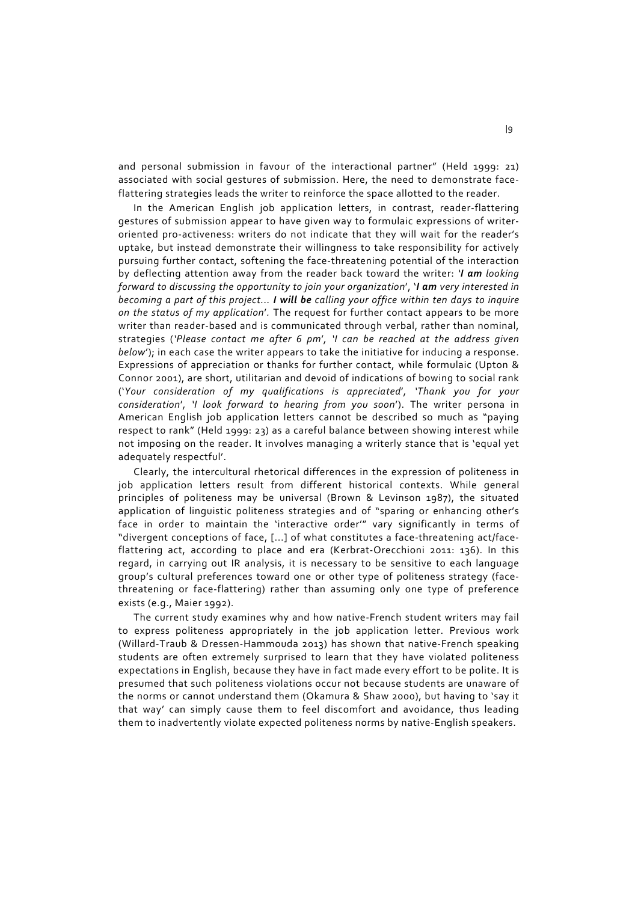and personal submission in favour of the interactional partner" (Held 1999: 21) associated with social gestures of submission. Here, the need to demonstrate face-flattering strategies leads the writer to reinforce the space allotted to the reader.

In the American English job application letters, in contrast, reader-flattering gestures of submission appear to have given way to formulaic expressions of writer-oriented pro-activeness: writers do not indicate that they will wait for the reader's uptake, but instead demonstrate their willingness to take responsibility for actively pursuing further contact, softening the face-threatening potential of the interaction by deflecting attention away from the reader back toward the writer: '***I am** looking forward to discussing the opportunity to join your organization*', '***I am** very interested in becoming a part of this project… **I will be** calling your office within ten days to inquire on the status of my application*'. The request for further contact appears to be more writer than reader-based and is communicated through verbal, rather than nominal, strategies ('*Please contact me after 6 pm*', '*I can be reached at the address given below*'); in each case the writer appears to take the initiative for inducing a response. Expressions of appreciation or thanks for further contact, while formulaic (Upton & Connor 2001), are short, utilitarian and devoid of indications of bowing to social rank ('*Your consideration of my qualifications is appreciated*', '*Thank you for your consideration*', '*I look forward to hearing from you soon*'). The writer persona in American English job application letters cannot be described so much as "paying respect to rank" (Held 1999: 23) as a careful balance between showing interest while not imposing on the reader. It involves managing a writerly stance that is 'equal yet adequately respectful'.

Clearly, the intercultural rhetorical differences in the expression of politeness in job application letters result from different historical contexts. While general principles of politeness may be universal (Brown & Levinson 1987), the situated application of linguistic politeness strategies and of "sparing or enhancing other's face in order to maintain the 'interactive order'" vary significantly in terms of "divergent conceptions of face, […] of what constitutes a face-threatening act/face-flattering act, according to place and era (Kerbrat-Orecchioni 2011: 136). In this regard, in carrying out IR analysis, it is necessary to be sensitive to each language group's cultural preferences toward one or other type of politeness strategy (face-threatening or face-flattering) rather than assuming only one type of preference exists (e.g., Maier 1992).

The current study examines why and how native-French student writers may fail to express politeness appropriately in the job application letter. Previous work (Willard-Traub & Dressen-Hammouda 2013) has shown that native-French speaking students are often extremely surprised to learn that they have violated politeness expectations in English, because they have in fact made every effort to be polite. It is presumed that such politeness violations occur not because students are unaware of the norms or cannot understand them (Okamura & Shaw 2000), but having to 'say it that way' can simply cause them to feel discomfort and avoidance, thus leading them to inadvertently violate expected politeness norms by native-English speakers.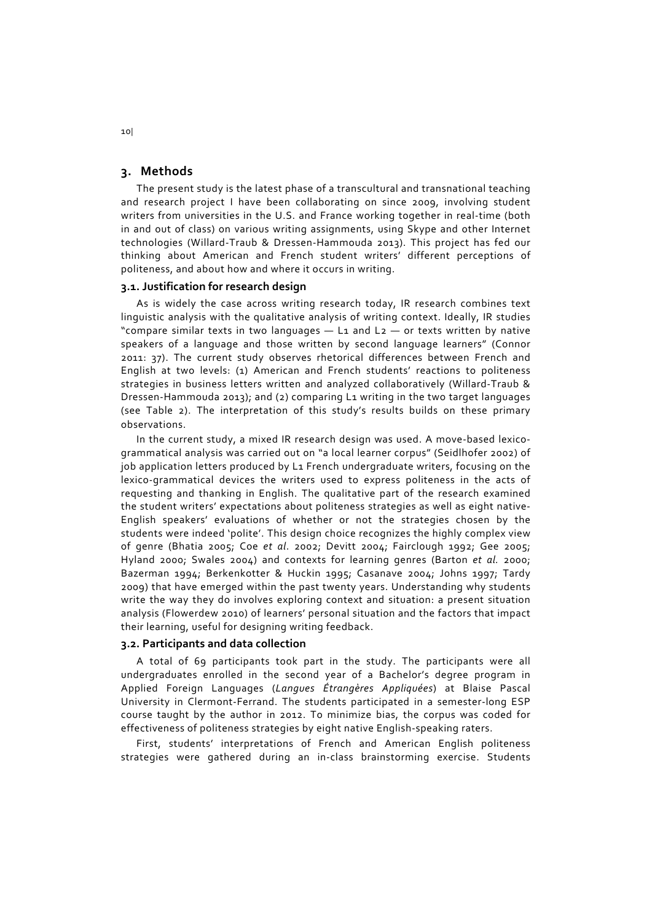## 3. Methods

The present study is the latest phase of a transcultural and transnational teaching and research project I have been collaborating on since 2009, involving student writers from universities in the U.S. and France working together in real-time (both in and out of class) on various writing assignments, using Skype and other Internet technologies (Willard-Traub & Dressen-Hammouda 2013). This project has fed our thinking about American and French student writers' different perceptions of politeness, and about how and where it occurs in writing.

### 3.1. Justification for research design

As is widely the case across writing research today, IR research combines text linguistic analysis with the qualitative analysis of writing context. Ideally, IR studies "compare similar texts in two languages — L1 and L2 — or texts written by native speakers of a language and those written by second language learners" (Connor 2011: 37). The current study observes rhetorical differences between French and English at two levels: (1) American and French students' reactions to politeness strategies in business letters written and analyzed collaboratively (Willard-Traub & Dressen-Hammouda 2013); and (2) comparing L1 writing in the two target languages (see Table 2). The interpretation of this study's results builds on these primary observations.

In the current study, a mixed IR research design was used. A move-based lexico-grammatical analysis was carried out on "a local learner corpus" (Seidlhofer 2002) of job application letters produced by L1 French undergraduate writers, focusing on the lexico-grammatical devices the writers used to express politeness in the acts of requesting and thanking in English. The qualitative part of the research examined the student writers' expectations about politeness strategies as well as eight native-English speakers' evaluations of whether or not the strategies chosen by the students were indeed 'polite'. This design choice recognizes the highly complex view of genre (Bhatia 2005; Coe *et al*. 2002; Devitt 2004; Fairclough 1992; Gee 2005; Hyland 2000; Swales 2004) and contexts for learning genres (Barton *et al.* 2000; Bazerman 1994; Berkenkotter & Huckin 1995; Casanave 2004; Johns 1997; Tardy 2009) that have emerged within the past twenty years. Understanding why students write the way they do involves exploring context and situation: a present situation analysis (Flowerdew 2010) of learners' personal situation and the factors that impact their learning, useful for designing writing feedback.

### 3.2. Participants and data collection

A total of 69 participants took part in the study. The participants were all undergraduates enrolled in the second year of a Bachelor's degree program in Applied Foreign Languages (*Langues Étrangères Appliquées*) at Blaise Pascal University in Clermont-Ferrand. The students participated in a semester-long ESP course taught by the author in 2012. To minimize bias, the corpus was coded for effectiveness of politeness strategies by eight native English-speaking raters.

First, students' interpretations of French and American English politeness strategies were gathered during an in-class brainstorming exercise. Students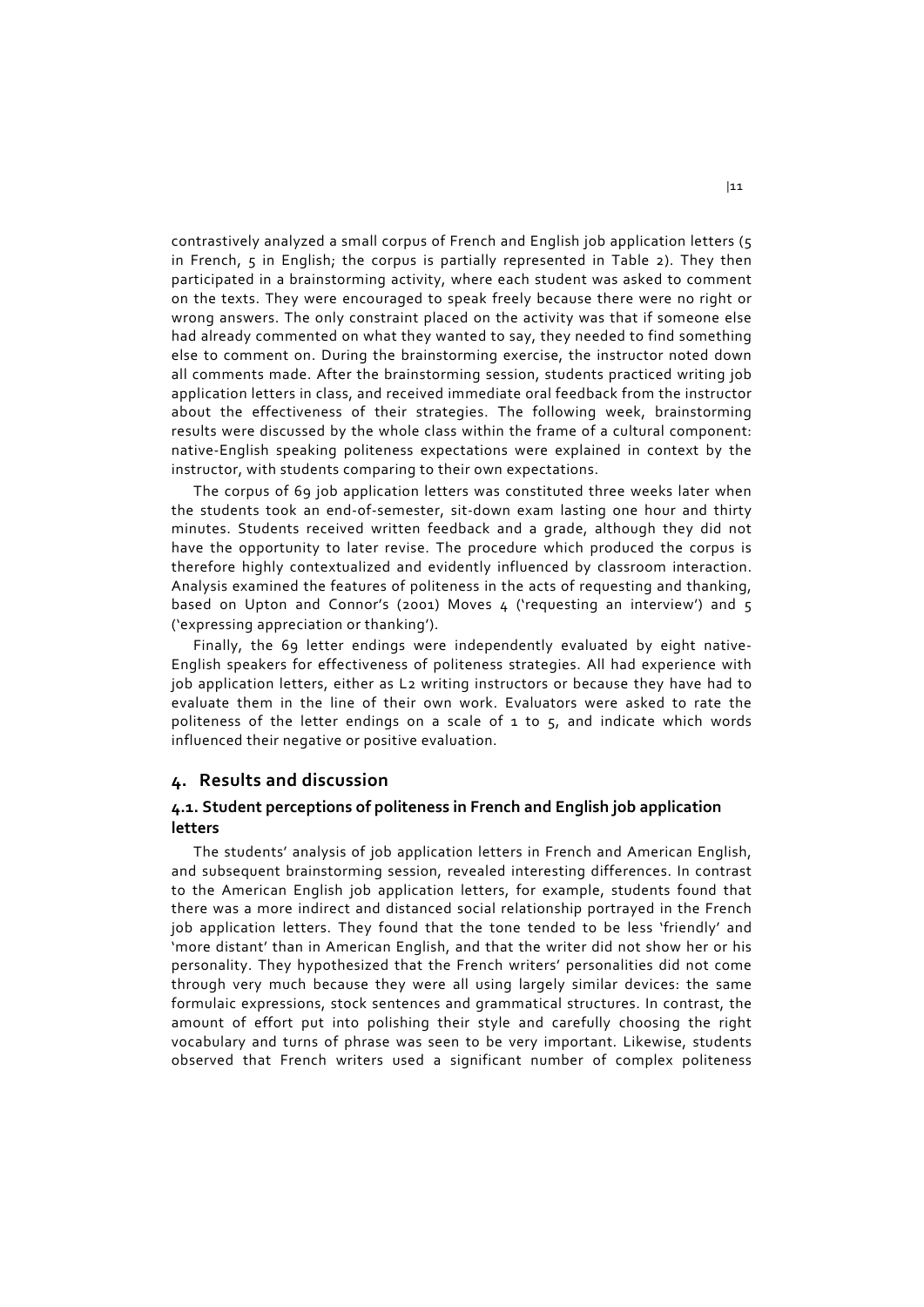contrastively analyzed a small corpus of French and English job application letters (5 in French, 5 in English; the corpus is partially represented in Table 2). They then participated in a brainstorming activity, where each student was asked to comment on the texts. They were encouraged to speak freely because there were no right or wrong answers. The only constraint placed on the activity was that if someone else had already commented on what they wanted to say, they needed to find something else to comment on. During the brainstorming exercise, the instructor noted down all comments made. After the brainstorming session, students practiced writing job application letters in class, and received immediate oral feedback from the instructor about the effectiveness of their strategies. The following week, brainstorming results were discussed by the whole class within the frame of a cultural component: native-English speaking politeness expectations were explained in context by the instructor, with students comparing to their own expectations.

The corpus of 69 job application letters was constituted three weeks later when the students took an end-of-semester, sit-down exam lasting one hour and thirty minutes. Students received written feedback and a grade, although they did not have the opportunity to later revise. The procedure which produced the corpus is therefore highly contextualized and evidently influenced by classroom interaction. Analysis examined the features of politeness in the acts of requesting and thanking, based on Upton and Connor's (2001) Moves 4 ('requesting an interview') and 5 ('expressing appreciation or thanking').

Finally, the 69 letter endings were independently evaluated by eight native-English speakers for effectiveness of politeness strategies. All had experience with job application letters, either as L2 writing instructors or because they have had to evaluate them in the line of their own work. Evaluators were asked to rate the politeness of the letter endings on a scale of 1 to 5, and indicate which words influenced their negative or positive evaluation.

## 4. Results and discussion

### 4.1. Student perceptions of politeness in French and English job application letters

The students' analysis of job application letters in French and American English, and subsequent brainstorming session, revealed interesting differences. In contrast to the American English job application letters, for example, students found that there was a more indirect and distanced social relationship portrayed in the French job application letters. They found that the tone tended to be less 'friendly' and 'more distant' than in American English, and that the writer did not show her or his personality. They hypothesized that the French writers' personalities did not come through very much because they were all using largely similar devices: the same formulaic expressions, stock sentences and grammatical structures. In contrast, the amount of effort put into polishing their style and carefully choosing the right vocabulary and turns of phrase was seen to be very important. Likewise, students observed that French writers used a significant number of complex politeness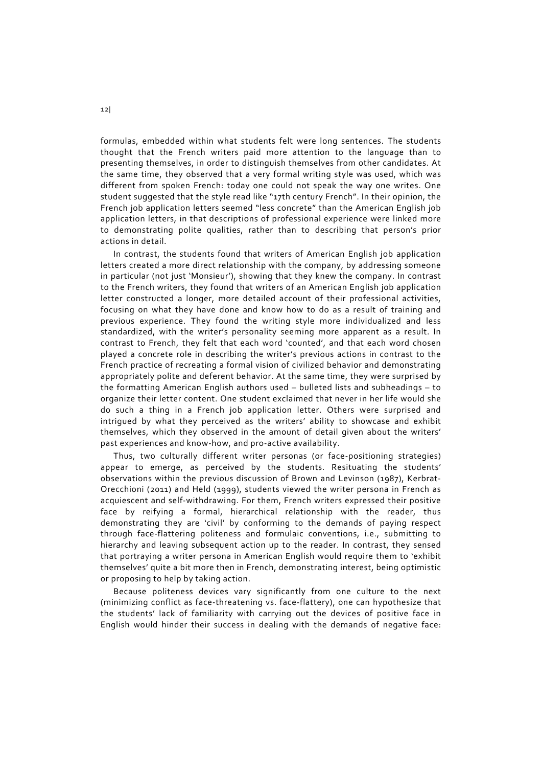formulas, embedded within what students felt were long sentences. The students thought that the French writers paid more attention to the language than to presenting themselves, in order to distinguish themselves from other candidates. At the same time, they observed that a very formal writing style was used, which was different from spoken French: today one could not speak the way one writes. One student suggested that the style read like "17th century French". In their opinion, the French job application letters seemed "less concrete" than the American English job application letters, in that descriptions of professional experience were linked more to demonstrating polite qualities, rather than to describing that person's prior actions in detail.

In contrast, the students found that writers of American English job application letters created a more direct relationship with the company, by addressing someone in particular (not just 'Monsieur'), showing that they knew the company. In contrast to the French writers, they found that writers of an American English job application letter constructed a longer, more detailed account of their professional activities, focusing on what they have done and know how to do as a result of training and previous experience. They found the writing style more individualized and less standardized, with the writer's personality seeming more apparent as a result. In contrast to French, they felt that each word 'counted', and that each word chosen played a concrete role in describing the writer's previous actions in contrast to the French practice of recreating a formal vision of civilized behavior and demonstrating appropriately polite and deferent behavior. At the same time, they were surprised by the formatting American English authors used – bulleted lists and subheadings – to organize their letter content. One student exclaimed that never in her life would she do such a thing in a French job application letter. Others were surprised and intrigued by what they perceived as the writers' ability to showcase and exhibit themselves, which they observed in the amount of detail given about the writers' past experiences and know-how, and pro-active availability.

Thus, two culturally different writer personas (or face-positioning strategies) appear to emerge, as perceived by the students. Resituating the students' observations within the previous discussion of Brown and Levinson (1987), Kerbrat-Orecchioni (2011) and Held (1999), students viewed the writer persona in French as acquiescent and self-withdrawing. For them, French writers expressed their positive face by reifying a formal, hierarchical relationship with the reader, thus demonstrating they are 'civil' by conforming to the demands of paying respect through face-flattering politeness and formulaic conventions, i.e., submitting to hierarchy and leaving subsequent action up to the reader. In contrast, they sensed that portraying a writer persona in American English would require them to 'exhibit themselves' quite a bit more then in French, demonstrating interest, being optimistic or proposing to help by taking action.

Because politeness devices vary significantly from one culture to the next (minimizing conflict as face-threatening vs. face-flattery), one can hypothesize that the students' lack of familiarity with carrying out the devices of positive face in English would hinder their success in dealing with the demands of negative face: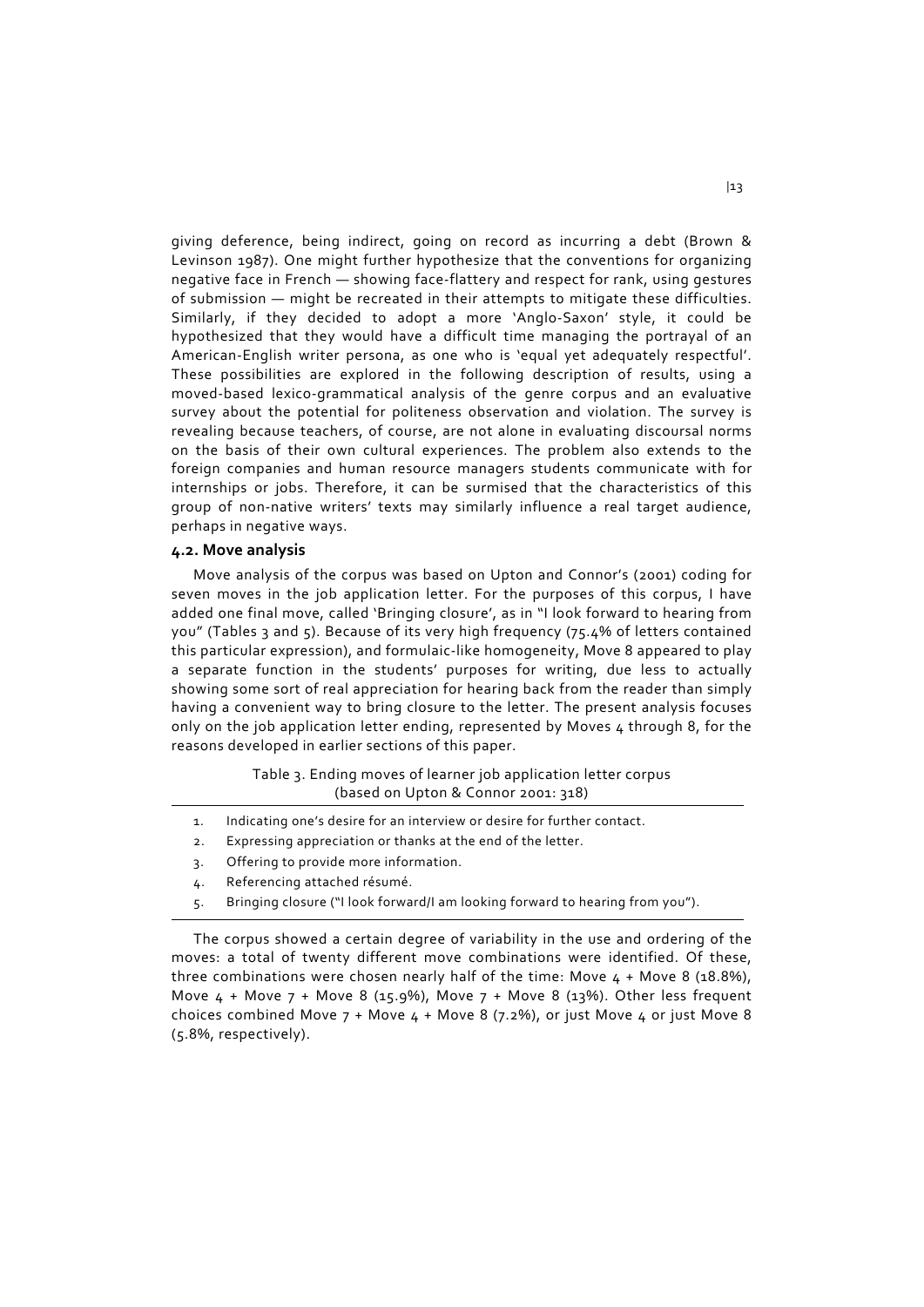giving deference, being indirect, going on record as incurring a debt (Brown & Levinson 1987). One might further hypothesize that the conventions for organizing negative face in French — showing face-flattery and respect for rank, using gestures of submission — might be recreated in their attempts to mitigate these difficulties. Similarly, if they decided to adopt a more 'Anglo-Saxon' style, it could be hypothesized that they would have a difficult time managing the portrayal of an American-English writer persona, as one who is 'equal yet adequately respectful'. These possibilities are explored in the following description of results, using a moved-based lexico-grammatical analysis of the genre corpus and an evaluative survey about the potential for politeness observation and violation. The survey is revealing because teachers, of course, are not alone in evaluating discoursal norms on the basis of their own cultural experiences. The problem also extends to the foreign companies and human resource managers students communicate with for internships or jobs. Therefore, it can be surmised that the characteristics of this group of non-native writers' texts may similarly influence a real target audience, perhaps in negative ways.

### 4.2. Move analysis

Move analysis of the corpus was based on Upton and Connor's (2001) coding for seven moves in the job application letter. For the purposes of this corpus, I have added one final move, called 'Bringing closure', as in "I look forward to hearing from you" (Tables 3 and 5). Because of its very high frequency (75.4% of letters contained this particular expression), and formulaic-like homogeneity, Move 8 appeared to play a separate function in the students' purposes for writing, due less to actually showing some sort of real appreciation for hearing back from the reader than simply having a convenient way to bring closure to the letter. The present analysis focuses only on the job application letter ending, represented by Moves 4 through 8, for the reasons developed in earlier sections of this paper.

Table 3. Ending moves of learner job application letter corpus (based on Upton & Connor 2001: 318)

1. Indicating one's desire for an interview or desire for further contact.
2. Expressing appreciation or thanks at the end of the letter.
3. Offering to provide more information.
4. Referencing attached résumé.
5. Bringing closure ("I look forward/I am looking forward to hearing from you").

The corpus showed a certain degree of variability in the use and ordering of the moves: a total of twenty different move combinations were identified. Of these, three combinations were chosen nearly half of the time: Move 4 + Move 8 (18.8%), Move 4 + Move 7 + Move 8 (15.9%), Move 7 + Move 8 (13%). Other less frequent choices combined Move 7 + Move 4 + Move 8 (7.2%), or just Move 4 or just Move 8 (5.8%, respectively).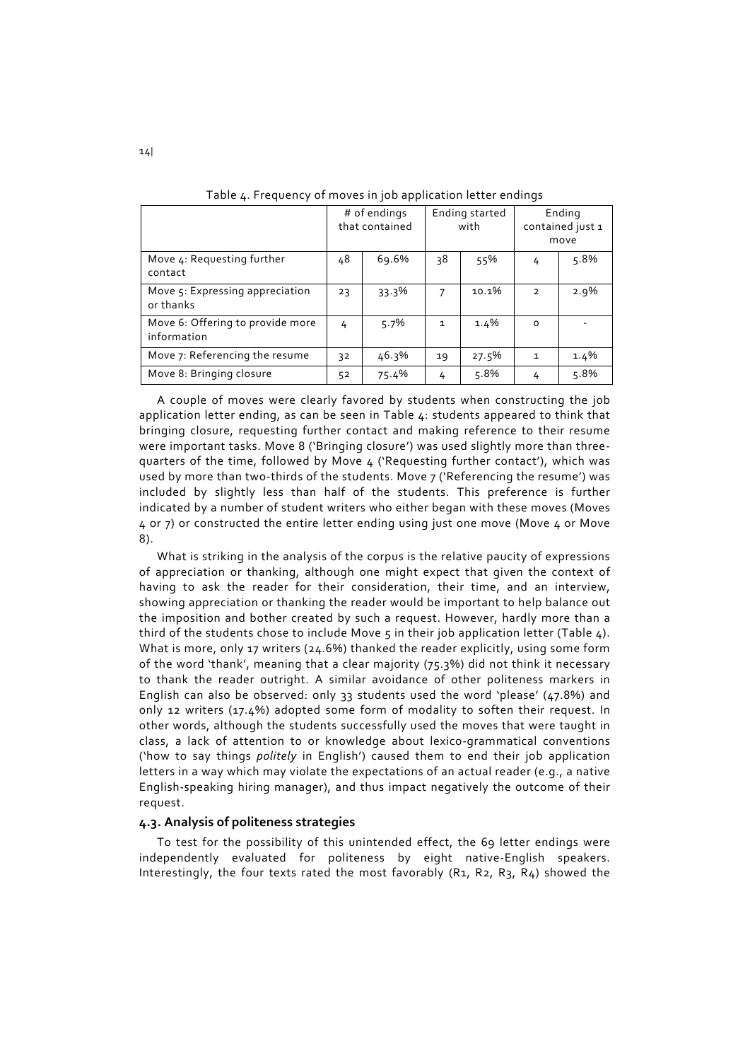Table 4. Frequency of moves in job application letter endings

| | # of endings that contained | | Ending started with | | Ending contained just 1 move | |
|---|---|---|---|---|---|---|
| Move 4: Requesting further contact | 48 | 69.6% | 38 | 55% | 4 | 5.8% |
| Move 5: Expressing appreciation or thanks | 23 | 33.3% | 7 | 10.1% | 2 | 2.9% |
| Move 6: Offering to provide more information | 4 | 5.7% | 1 | 1.4% | 0 | - |
| Move 7: Referencing the resume | 32 | 46.3% | 19 | 27.5% | 1 | 1.4% |
| Move 8: Bringing closure | 52 | 75.4% | 4 | 5.8% | 4 | 5.8% |

A couple of moves were clearly favored by students when constructing the job application letter ending, as can be seen in Table 4: students appeared to think that bringing closure, requesting further contact and making reference to their resume were important tasks. Move 8 ('Bringing closure') was used slightly more than three-quarters of the time, followed by Move 4 ('Requesting further contact'), which was used by more than two-thirds of the students. Move 7 ('Referencing the resume') was included by slightly less than half of the students. This preference is further indicated by a number of student writers who either began with these moves (Moves 4 or 7) or constructed the entire letter ending using just one move (Move 4 or Move 8).

What is striking in the analysis of the corpus is the relative paucity of expressions of appreciation or thanking, although one might expect that given the context of having to ask the reader for their consideration, their time, and an interview, showing appreciation or thanking the reader would be important to help balance out the imposition and bother created by such a request. However, hardly more than a third of the students chose to include Move 5 in their job application letter (Table 4). What is more, only 17 writers (24.6%) thanked the reader explicitly, using some form of the word 'thank', meaning that a clear majority (75.3%) did not think it necessary to thank the reader outright. A similar avoidance of other politeness markers in English can also be observed: only 33 students used the word 'please' (47.8%) and only 12 writers (17.4%) adopted some form of modality to soften their request. In other words, although the students successfully used the moves that were taught in class, a lack of attention to or knowledge about lexico-grammatical conventions ('how to say things *politely* in English') caused them to end their job application letters in a way which may violate the expectations of an actual reader (e.g., a native English-speaking hiring manager), and thus impact negatively the outcome of their request.

### 4.3. Analysis of politeness strategies

To test for the possibility of this unintended effect, the 69 letter endings were independently evaluated for politeness by eight native-English speakers. Interestingly, the four texts rated the most favorably (R1, R2, R3, R4) showed the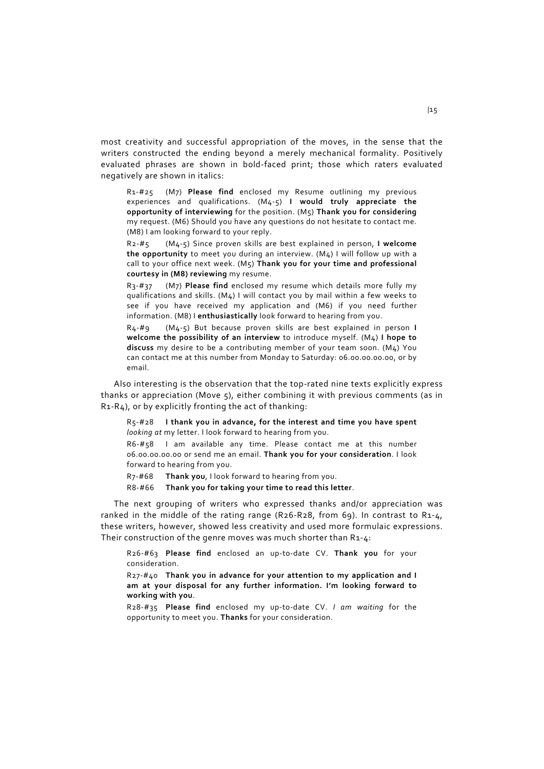most creativity and successful appropriation of the moves, in the sense that the writers constructed the ending beyond a merely mechanical formality. Positively evaluated phrases are shown in bold-faced print; those which raters evaluated negatively are shown in italics:

> R1-#25 (M7) **Please find** enclosed my Resume outlining my previous experiences and qualifications. (M4-5) **I would truly appreciate the opportunity of interviewing** for the position. (M5) **Thank you for considering** my request. (M6) Should you have any questions do not hesitate to contact me. (M8) I am looking forward to your reply.
>
> R2-#5 (M4-5) Since proven skills are best explained in person, **I welcome the opportunity** to meet you during an interview. (M4) I will follow up with a call to your office next week. (M5) **Thank you for your time and professional courtesy in (M8) reviewing** my resume.
>
> R3-#37 (M7) **Please find** enclosed my resume which details more fully my qualifications and skills. (M4) I will contact you by mail within a few weeks to see if you have received my application and (M6) if you need further information. (M8) I **enthusiastically** look forward to hearing from you.
>
> R4-#9 (M4-5) But because proven skills are best explained in person **I welcome the possibility of an interview** to introduce myself. (M4) **I hope to discuss** my desire to be a contributing member of your team soon. (M4) You can contact me at this number from Monday to Saturday: 06.00.00.00.00, or by email.

Also interesting is the observation that the top-rated nine texts explicitly express thanks or appreciation (Move 5), either combining it with previous comments (as in R1-R4), or by explicitly fronting the act of thanking:

> R5-#28 **I thank you in advance, for the interest and time you have spent** *looking at* my letter. I look forward to hearing from you.
>
> R6-#58 I am available any time. Please contact me at this number 06.00.00.00.00 or send me an email. **Thank you for your consideration**. I look forward to hearing from you.
>
> R7-#68 **Thank you**, I look forward to hearing from you.
>
> R8-#66 **Thank you for taking your time to read this letter**.

The next grouping of writers who expressed thanks and/or appreciation was ranked in the middle of the rating range (R26-R28, from 69). In contrast to R1-4, these writers, however, showed less creativity and used more formulaic expressions. Their construction of the genre moves was much shorter than R1-4:

> R26-#63 **Please find** enclosed an up-to-date CV. **Thank you** for your consideration.
>
> R27-#40 **Thank you in advance for your attention to my application and I am at your disposal for any further information. I'm looking forward to working with you**.
>
> R28-#35 **Please find** enclosed my up-to-date CV. *I am waiting* for the opportunity to meet you. **Thanks** for your consideration.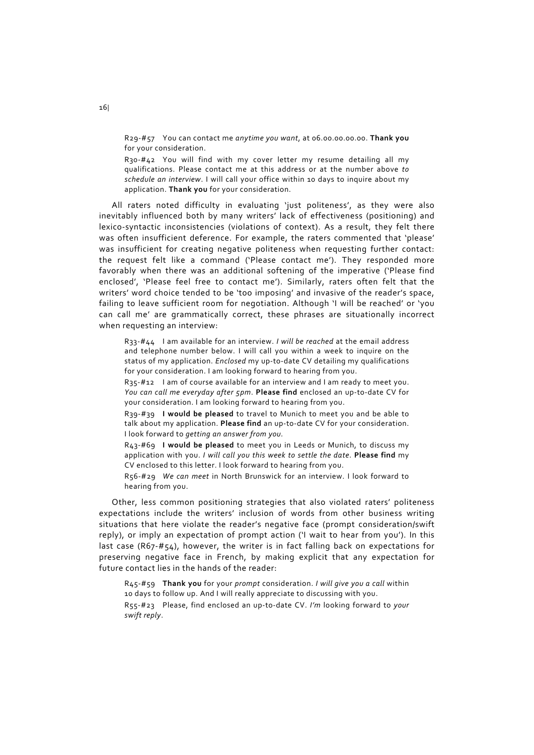R29-#57 You can contact me *anytime you want*, at 06.00.00.00.00. **Thank you** for your consideration.

R30-#42 You will find with my cover letter my resume detailing all my qualifications. Please contact me at this address or at the number above *to schedule an interview*. I will call your office within 10 days to inquire about my application. **Thank you** for your consideration.

All raters noted difficulty in evaluating 'just politeness', as they were also inevitably influenced both by many writers' lack of effectiveness (positioning) and lexico-syntactic inconsistencies (violations of context). As a result, they felt there was often insufficient deference. For example, the raters commented that 'please' was insufficient for creating negative politeness when requesting further contact: the request felt like a command ('Please contact me'). They responded more favorably when there was an additional softening of the imperative ('Please find enclosed', 'Please feel free to contact me'). Similarly, raters often felt that the writers' word choice tended to be 'too imposing' and invasive of the reader's space, failing to leave sufficient room for negotiation. Although 'I will be reached' or 'you can call me' are grammatically correct, these phrases are situationally incorrect when requesting an interview:

R33-#44 I am available for an interview. *I will be reached* at the email address and telephone number below. I will call you within a week to inquire on the status of my application. *Enclosed* my up-to-date CV detailing my qualifications for your consideration. I am looking forward to hearing from you.

R35-#12 I am of course available for an interview and I am ready to meet you. *You can call me everyday after 5pm*. **Please find** enclosed an up-to-date CV for your consideration. I am looking forward to hearing from you.

R39-#39 **I would be pleased** to travel to Munich to meet you and be able to talk about my application. **Please find** an up-to-date CV for your consideration. I look forward to *getting an answer from you*.

R43-#69 **I would be pleased** to meet you in Leeds or Munich, to discuss my application with you. *I will call you this week to settle the date*. **Please find** my CV enclosed to this letter. I look forward to hearing from you.

R56-#29 *We can meet* in North Brunswick for an interview. I look forward to hearing from you.

Other, less common positioning strategies that also violated raters' politeness expectations include the writers' inclusion of words from other business writing situations that here violate the reader's negative face (prompt consideration/swift reply), or imply an expectation of prompt action ('I wait to hear from you'). In this last case (R67-#54), however, the writer is in fact falling back on expectations for preserving negative face in French, by making explicit that any expectation for future contact lies in the hands of the reader:

R45-#59 **Thank you** for your *prompt* consideration. *I will give you a call* within 10 days to follow up. And I will really appreciate to discussing with you.

R55-#23 Please, find enclosed an up-to-date CV. *I'm* looking forward to *your swift reply*.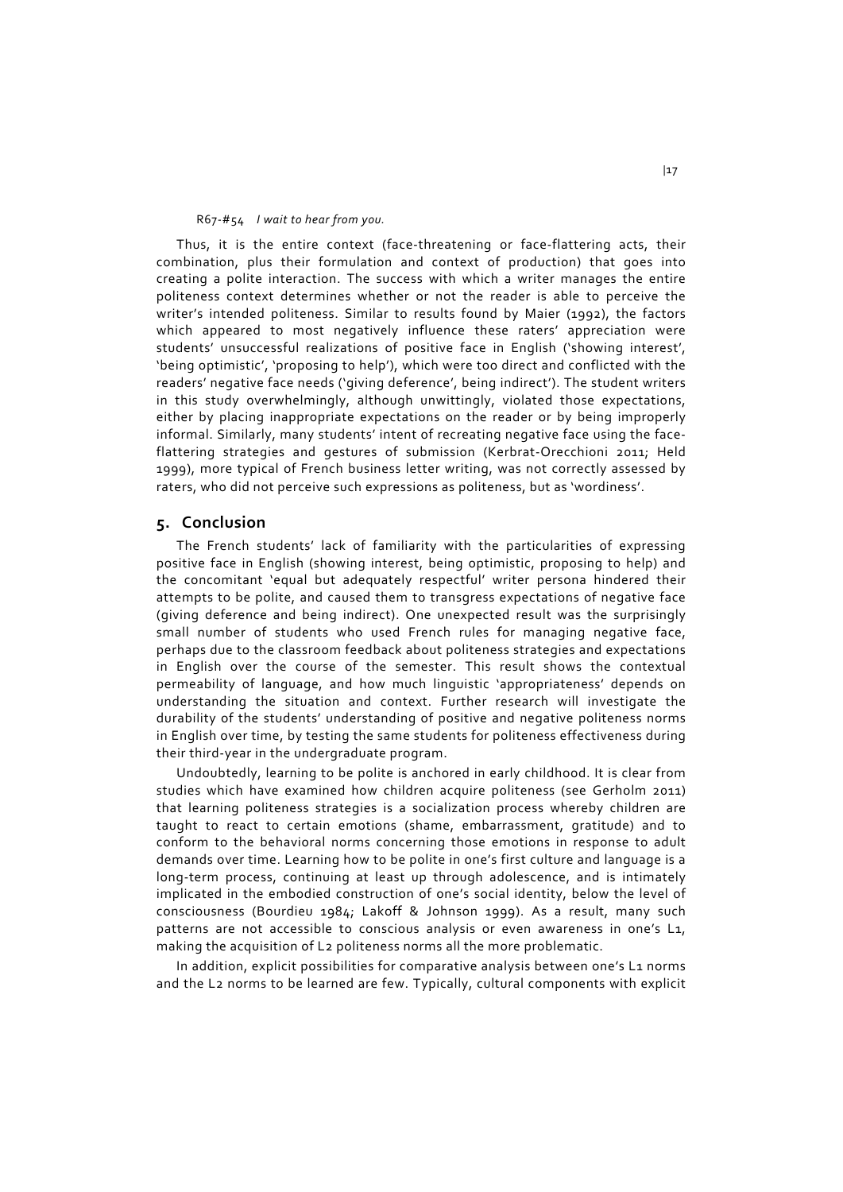R67-#54 *I wait to hear from you.*

Thus, it is the entire context (face-threatening or face-flattering acts, their combination, plus their formulation and context of production) that goes into creating a polite interaction. The success with which a writer manages the entire politeness context determines whether or not the reader is able to perceive the writer's intended politeness. Similar to results found by Maier (1992), the factors which appeared to most negatively influence these raters' appreciation were students' unsuccessful realizations of positive face in English ('showing interest', 'being optimistic', 'proposing to help'), which were too direct and conflicted with the readers' negative face needs ('giving deference', being indirect'). The student writers in this study overwhelmingly, although unwittingly, violated those expectations, either by placing inappropriate expectations on the reader or by being improperly informal. Similarly, many students' intent of recreating negative face using the face-flattering strategies and gestures of submission (Kerbrat-Orecchioni 2011; Held 1999), more typical of French business letter writing, was not correctly assessed by raters, who did not perceive such expressions as politeness, but as 'wordiness'.

## 5. Conclusion

The French students' lack of familiarity with the particularities of expressing positive face in English (showing interest, being optimistic, proposing to help) and the concomitant 'equal but adequately respectful' writer persona hindered their attempts to be polite, and caused them to transgress expectations of negative face (giving deference and being indirect). One unexpected result was the surprisingly small number of students who used French rules for managing negative face, perhaps due to the classroom feedback about politeness strategies and expectations in English over the course of the semester. This result shows the contextual permeability of language, and how much linguistic 'appropriateness' depends on understanding the situation and context. Further research will investigate the durability of the students' understanding of positive and negative politeness norms in English over time, by testing the same students for politeness effectiveness during their third-year in the undergraduate program.

Undoubtedly, learning to be polite is anchored in early childhood. It is clear from studies which have examined how children acquire politeness (see Gerholm 2011) that learning politeness strategies is a socialization process whereby children are taught to react to certain emotions (shame, embarrassment, gratitude) and to conform to the behavioral norms concerning those emotions in response to adult demands over time. Learning how to be polite in one's first culture and language is a long-term process, continuing at least up through adolescence, and is intimately implicated in the embodied construction of one's social identity, below the level of consciousness (Bourdieu 1984; Lakoff & Johnson 1999). As a result, many such patterns are not accessible to conscious analysis or even awareness in one's L1, making the acquisition of L2 politeness norms all the more problematic.

In addition, explicit possibilities for comparative analysis between one's L1 norms and the L2 norms to be learned are few. Typically, cultural components with explicit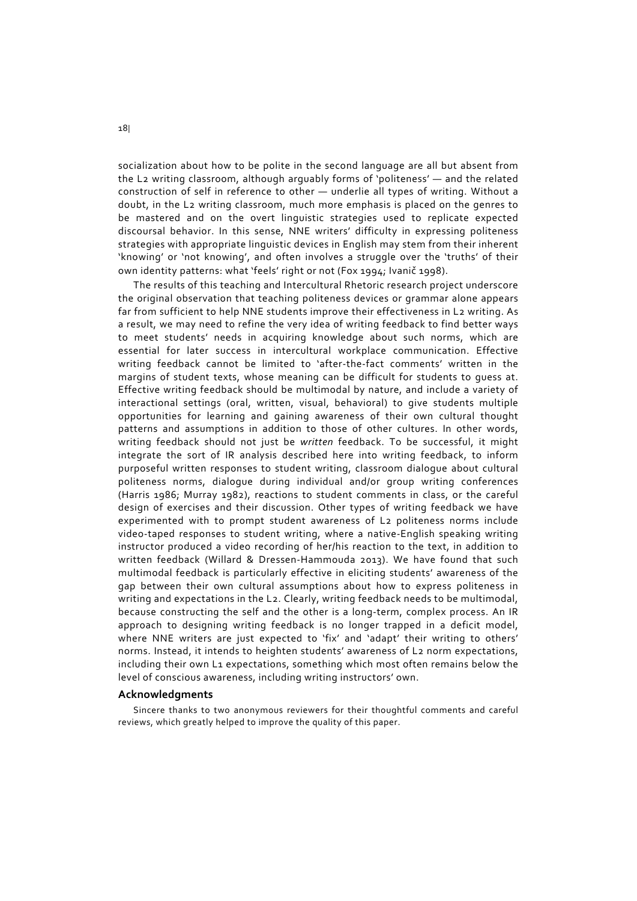socialization about how to be polite in the second language are all but absent from the L2 writing classroom, although arguably forms of 'politeness' — and the related construction of self in reference to other — underlie all types of writing. Without a doubt, in the L2 writing classroom, much more emphasis is placed on the genres to be mastered and on the overt linguistic strategies used to replicate expected discoursal behavior. In this sense, NNE writers' difficulty in expressing politeness strategies with appropriate linguistic devices in English may stem from their inherent 'knowing' or 'not knowing', and often involves a struggle over the 'truths' of their own identity patterns: what 'feels' right or not (Fox 1994; Ivanič 1998).

The results of this teaching and Intercultural Rhetoric research project underscore the original observation that teaching politeness devices or grammar alone appears far from sufficient to help NNE students improve their effectiveness in L2 writing. As a result, we may need to refine the very idea of writing feedback to find better ways to meet students' needs in acquiring knowledge about such norms, which are essential for later success in intercultural workplace communication. Effective writing feedback cannot be limited to 'after-the-fact comments' written in the margins of student texts, whose meaning can be difficult for students to guess at. Effective writing feedback should be multimodal by nature, and include a variety of interactional settings (oral, written, visual, behavioral) to give students multiple opportunities for learning and gaining awareness of their own cultural thought patterns and assumptions in addition to those of other cultures. In other words, writing feedback should not just be *written* feedback. To be successful, it might integrate the sort of IR analysis described here into writing feedback, to inform purposeful written responses to student writing, classroom dialogue about cultural politeness norms, dialogue during individual and/or group writing conferences (Harris 1986; Murray 1982), reactions to student comments in class, or the careful design of exercises and their discussion. Other types of writing feedback we have experimented with to prompt student awareness of L2 politeness norms include video-taped responses to student writing, where a native-English speaking writing instructor produced a video recording of her/his reaction to the text, in addition to written feedback (Willard & Dressen-Hammouda 2013). We have found that such multimodal feedback is particularly effective in eliciting students' awareness of the gap between their own cultural assumptions about how to express politeness in writing and expectations in the L2. Clearly, writing feedback needs to be multimodal, because constructing the self and the other is a long-term, complex process. An IR approach to designing writing feedback is no longer trapped in a deficit model, where NNE writers are just expected to 'fix' and 'adapt' their writing to others' norms. Instead, it intends to heighten students' awareness of L2 norm expectations, including their own L1 expectations, something which most often remains below the level of conscious awareness, including writing instructors' own.

## Acknowledgments

Sincere thanks to two anonymous reviewers for their thoughtful comments and careful reviews, which greatly helped to improve the quality of this paper.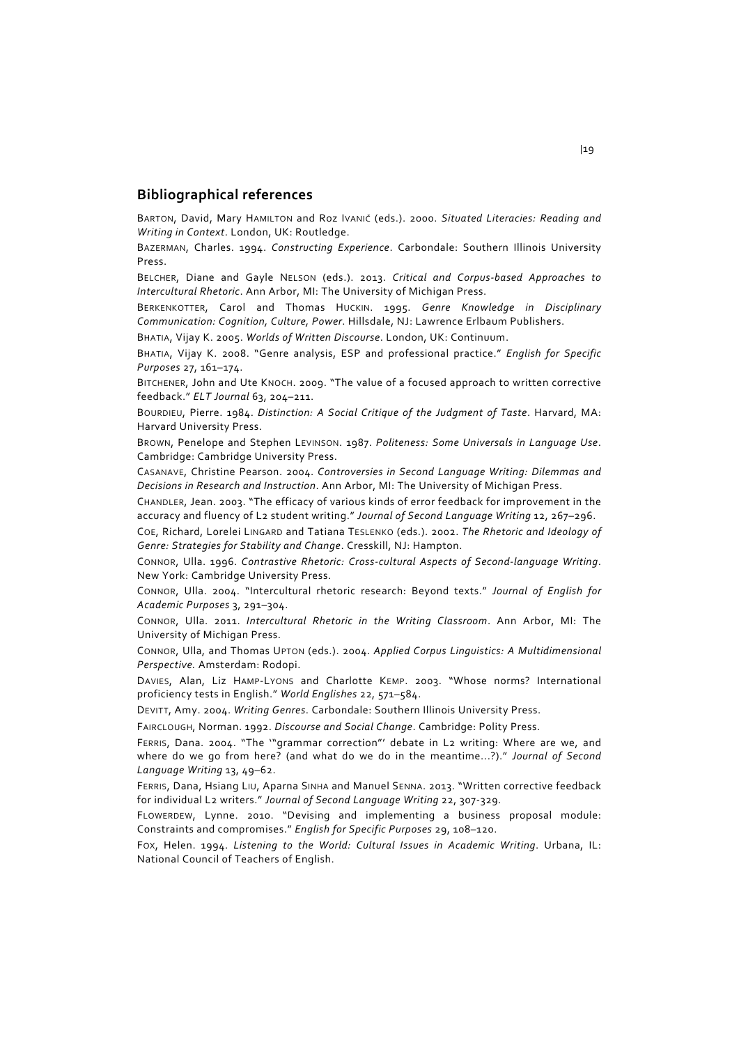## Bibliographical references

BARTON, David, Mary HAMILTON and Roz IVANIČ (eds.). 2000. *Situated Literacies: Reading and Writing in Context*. London, UK: Routledge.

BAZERMAN, Charles. 1994. *Constructing Experience*. Carbondale: Southern Illinois University Press.

BELCHER, Diane and Gayle NELSON (eds.). 2013. *Critical and Corpus-based Approaches to Intercultural Rhetoric*. Ann Arbor, MI: The University of Michigan Press.

BERKENKOTTER, Carol and Thomas HUCKIN. 1995. *Genre Knowledge in Disciplinary Communication: Cognition, Culture, Power*. Hillsdale, NJ: Lawrence Erlbaum Publishers.

BHATIA, Vijay K. 2005. *Worlds of Written Discourse*. London, UK: Continuum.

BHATIA, Vijay K. 2008. "Genre analysis, ESP and professional practice." *English for Specific Purposes* 27, 161–174.

BITCHENER, John and Ute KNOCH. 2009. "The value of a focused approach to written corrective feedback." *ELT Journal* 63, 204–211.

BOURDIEU, Pierre. 1984. *Distinction: A Social Critique of the Judgment of Taste*. Harvard, MA: Harvard University Press.

BROWN, Penelope and Stephen LEVINSON. 1987. *Politeness: Some Universals in Language Use*. Cambridge: Cambridge University Press.

CASANAVE, Christine Pearson. 2004. *Controversies in Second Language Writing: Dilemmas and Decisions in Research and Instruction*. Ann Arbor, MI: The University of Michigan Press.

CHANDLER, Jean. 2003. "The efficacy of various kinds of error feedback for improvement in the accuracy and fluency of L2 student writing." *Journal of Second Language Writing* 12, 267–296.

COE, Richard, Lorelei LINGARD and Tatiana TESLENKO (eds.). 2002. *The Rhetoric and Ideology of Genre: Strategies for Stability and Change*. Cresskill, NJ: Hampton.

CONNOR, Ulla. 1996. *Contrastive Rhetoric: Cross-cultural Aspects of Second-language Writing*. New York: Cambridge University Press.

CONNOR, Ulla. 2004. "Intercultural rhetoric research: Beyond texts." *Journal of English for Academic Purposes* 3, 291–304.

CONNOR, Ulla. 2011. *Intercultural Rhetoric in the Writing Classroom*. Ann Arbor, MI: The University of Michigan Press.

CONNOR, Ulla, and Thomas UPTON (eds.). 2004. *Applied Corpus Linguistics: A Multidimensional Perspective*. Amsterdam: Rodopi.

DAVIES, Alan, Liz HAMP-LYONS and Charlotte KEMP. 2003. "Whose norms? International proficiency tests in English." *World Englishes* 22, 571–584.

DEVITT, Amy. 2004. *Writing Genres*. Carbondale: Southern Illinois University Press.

FAIRCLOUGH, Norman. 1992. *Discourse and Social Change*. Cambridge: Polity Press.

FERRIS, Dana. 2004. "The '"grammar correction"' debate in L2 writing: Where are we, and where do we go from here? (and what do we do in the meantime…?)." *Journal of Second Language Writing* 13, 49–62.

FERRIS, Dana, Hsiang LIU, Aparna SINHA and Manuel SENNA. 2013. "Written corrective feedback for individual L2 writers." *Journal of Second Language Writing* 22, 307-329.

FLOWERDEW, Lynne. 2010. "Devising and implementing a business proposal module: Constraints and compromises." *English for Specific Purposes* 29, 108–120.

FOX, Helen. 1994. *Listening to the World: Cultural Issues in Academic Writing*. Urbana, IL: National Council of Teachers of English.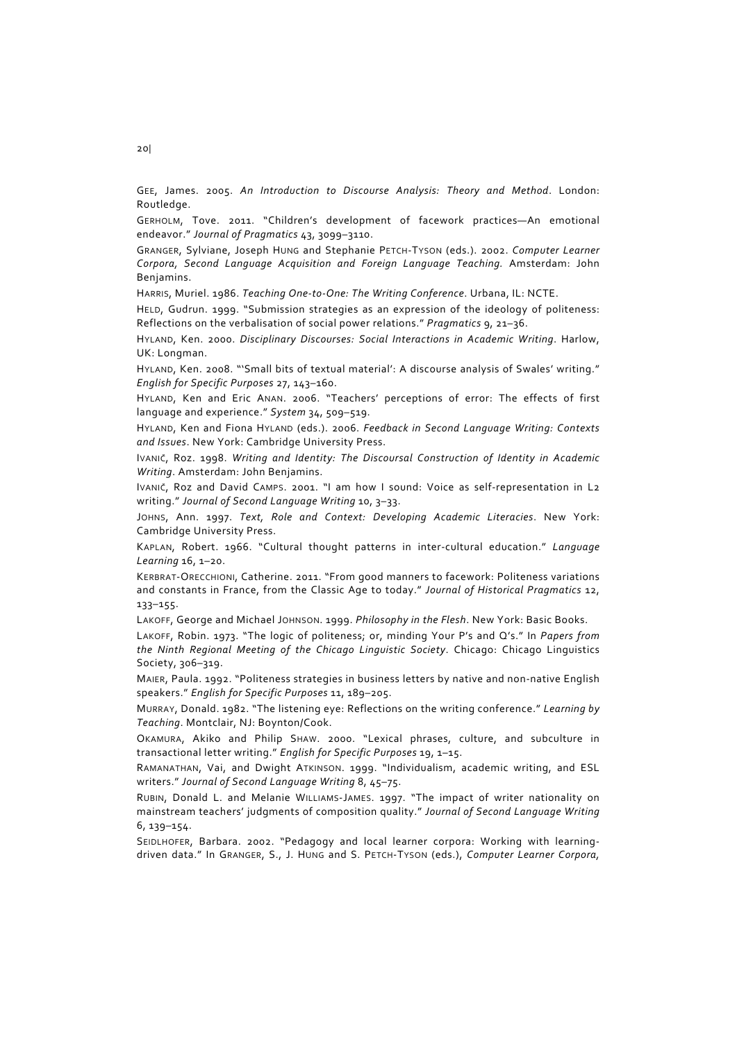GEE, James. 2005. *An Introduction to Discourse Analysis: Theory and Method*. London: Routledge.

GERHOLM, Tove. 2011. "Children's development of facework practices—An emotional endeavor." *Journal of Pragmatics* 43, 3099–3110.

GRANGER, Sylviane, Joseph HUNG and Stephanie PETCH-TYSON (eds.). 2002. *Computer Learner Corpora, Second Language Acquisition and Foreign Language Teaching.* Amsterdam: John Benjamins.

HARRIS, Muriel. 1986. *Teaching One-to-One: The Writing Conference*. Urbana, IL: NCTE.

HELD, Gudrun. 1999. "Submission strategies as an expression of the ideology of politeness: Reflections on the verbalisation of social power relations." *Pragmatics* 9, 21–36.

HYLAND, Ken. 2000. *Disciplinary Discourses: Social Interactions in Academic Writing*. Harlow, UK: Longman.

HYLAND, Ken. 2008. "'Small bits of textual material': A discourse analysis of Swales' writing." *English for Specific Purposes* 27, 143–160.

HYLAND, Ken and Eric ANAN. 2006. "Teachers' perceptions of error: The effects of first language and experience." *System* 34, 509–519.

HYLAND, Ken and Fiona HYLAND (eds.). 2006. *Feedback in Second Language Writing: Contexts and Issues*. New York: Cambridge University Press.

IVANIČ, Roz. 1998. *Writing and Identity: The Discoursal Construction of Identity in Academic Writing*. Amsterdam: John Benjamins.

IVANIČ, Roz and David CAMPS. 2001. "I am how I sound: Voice as self-representation in L2 writing." *Journal of Second Language Writing* 10, 3–33.

JOHNS, Ann. 1997. *Text, Role and Context: Developing Academic Literacies*. New York: Cambridge University Press.

KAPLAN, Robert. 1966. "Cultural thought patterns in inter-cultural education." *Language Learning* 16, 1–20.

KERBRAT-ORECCHIONI, Catherine. 2011. "From good manners to facework: Politeness variations and constants in France, from the Classic Age to today." *Journal of Historical Pragmatics* 12, 133–155.

LAKOFF, George and Michael JOHNSON. 1999. *Philosophy in the Flesh*. New York: Basic Books.

LAKOFF, Robin. 1973. "The logic of politeness; or, minding Your P's and Q's." In *Papers from the Ninth Regional Meeting of the Chicago Linguistic Society*. Chicago: Chicago Linguistics Society, 306–319.

MAIER, Paula. 1992. "Politeness strategies in business letters by native and non-native English speakers." *English for Specific Purposes* 11, 189–205.

MURRAY, Donald. 1982. "The listening eye: Reflections on the writing conference." *Learning by Teaching*. Montclair, NJ: Boynton/Cook.

OKAMURA, Akiko and Philip SHAW. 2000. "Lexical phrases, culture, and subculture in transactional letter writing." *English for Specific Purposes* 19, 1–15.

RAMANATHAN, Vai, and Dwight ATKINSON. 1999. "Individualism, academic writing, and ESL writers." *Journal of Second Language Writing* 8, 45–75.

RUBIN, Donald L. and Melanie WILLIAMS-JAMES. 1997. "The impact of writer nationality on mainstream teachers' judgments of composition quality." *Journal of Second Language Writing* 6, 139–154.

SEIDLHOFER, Barbara. 2002. "Pedagogy and local learner corpora: Working with learning-driven data." In GRANGER, S., J. HUNG and S. PETCH-TYSON (eds.), *Computer Learner Corpora,*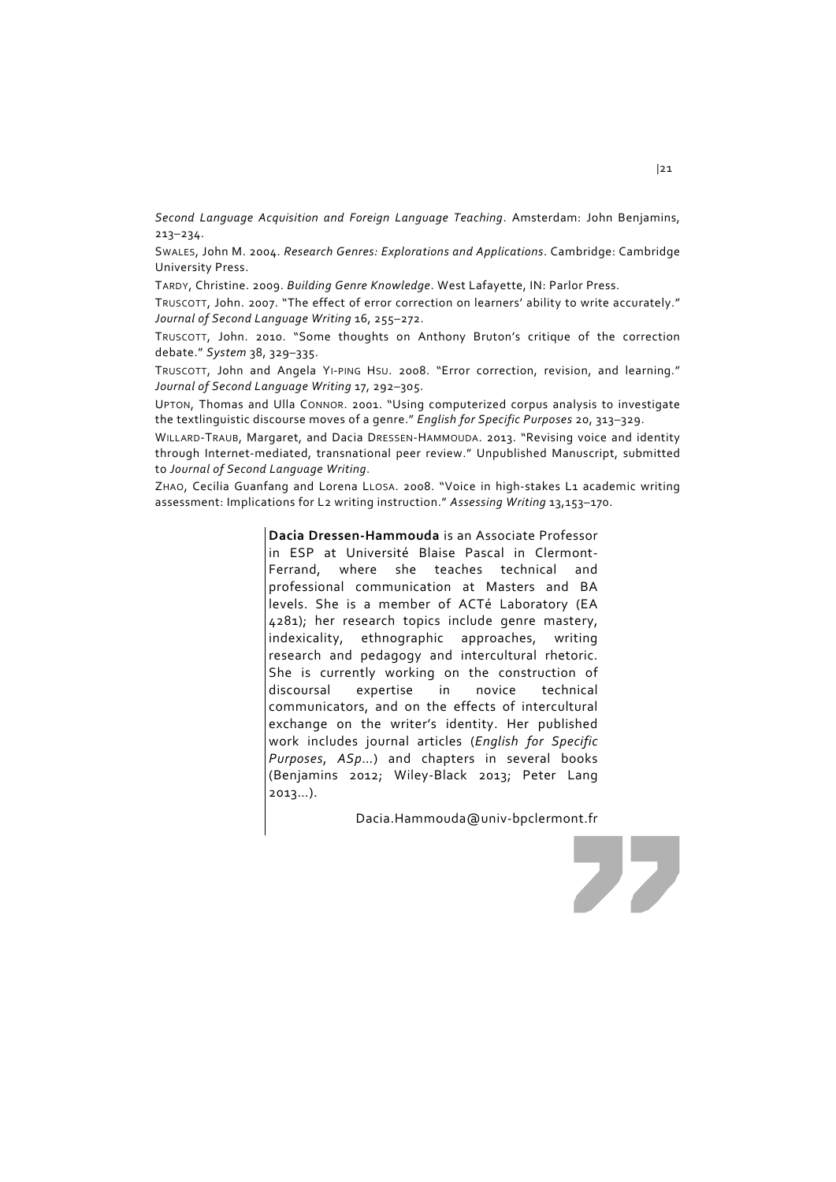*Second Language Acquisition and Foreign Language Teaching*. Amsterdam: John Benjamins, 213–234.

SWALES, John M. 2004. *Research Genres: Explorations and Applications*. Cambridge: Cambridge University Press.

TARDY, Christine. 2009. *Building Genre Knowledge*. West Lafayette, IN: Parlor Press.

TRUSCOTT, John. 2007. "The effect of error correction on learners' ability to write accurately." *Journal of Second Language Writing* 16, 255–272.

TRUSCOTT, John. 2010. "Some thoughts on Anthony Bruton's critique of the correction debate." *System* 38, 329–335.

TRUSCOTT, John and Angela YI-PING HSU. 2008. "Error correction, revision, and learning." *Journal of Second Language Writing* 17, 292–305.

UPTON, Thomas and Ulla CONNOR. 2001. "Using computerized corpus analysis to investigate the textlinguistic discourse moves of a genre." *English for Specific Purposes* 20, 313–329.

WILLARD-TRAUB, Margaret, and Dacia DRESSEN-HAMMOUDA. 2013. "Revising voice and identity through Internet-mediated, transnational peer review." Unpublished Manuscript, submitted to *Journal of Second Language Writing*.

ZHAO, Cecilia Guanfang and Lorena LLOSA. 2008. "Voice in high-stakes L1 academic writing assessment: Implications for L2 writing instruction." *Assessing Writing* 13,153–170.

**Dacia Dressen-Hammouda** is an Associate Professor in ESP at Université Blaise Pascal in Clermont-Ferrand, where she teaches technical and professional communication at Masters and BA levels. She is a member of ACTé Laboratory (EA 4281); her research topics include genre mastery, indexicality, ethnographic approaches, writing research and pedagogy and intercultural rhetoric. She is currently working on the construction of discoursal expertise in novice technical communicators, and on the effects of intercultural exchange on the writer's identity. Her published work includes journal articles (*English for Specific Purposes*, *ASp*...) and chapters in several books (Benjamins 2012; Wiley-Black 2013; Peter Lang 2013...).

Dacia.Hammouda@univ-bpclermont.fr